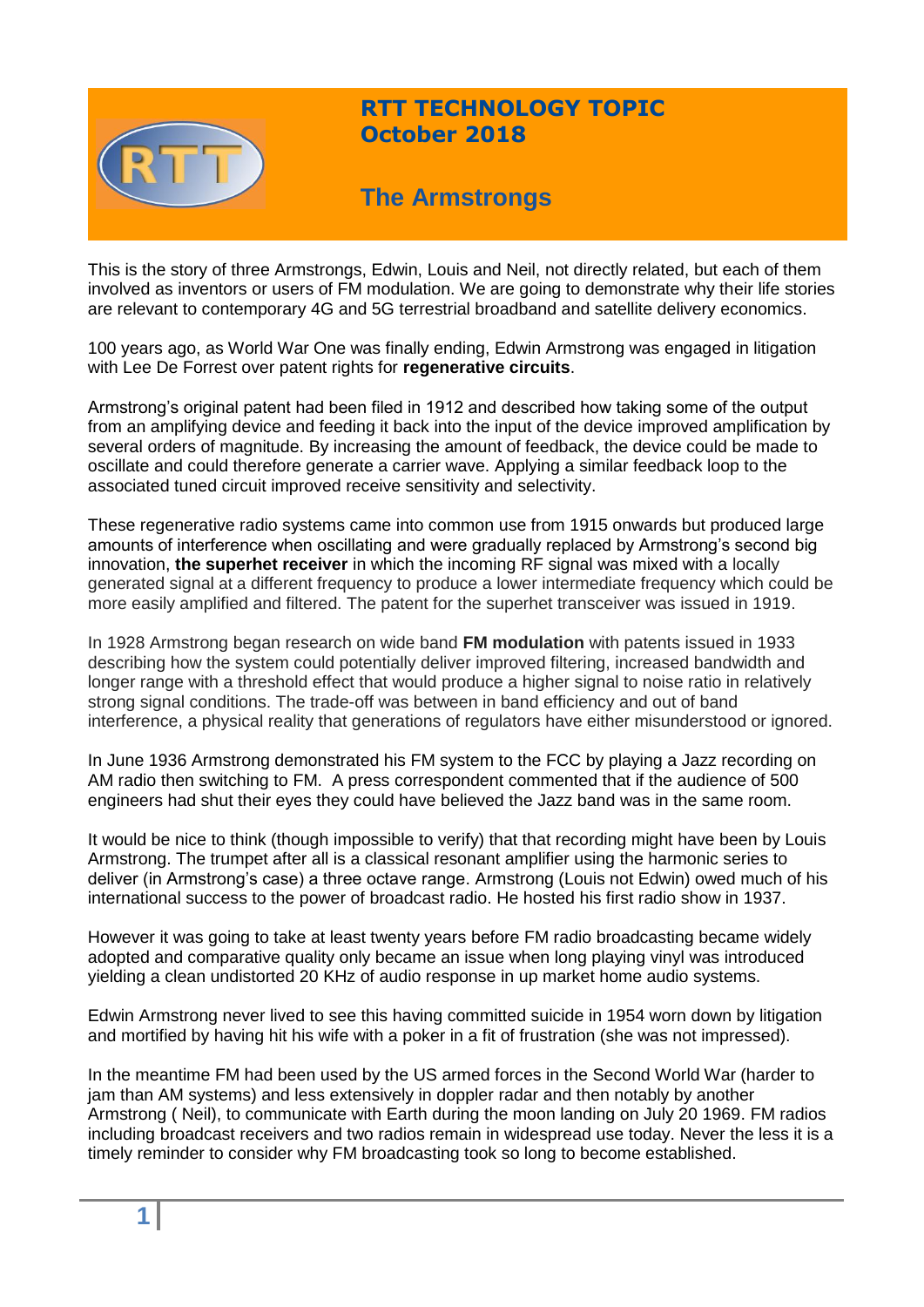# RTT TECHNOLOGY TOPIC
# October 2018

## The Armstrongs

This is the story of three Armstrongs, Edwin, Louis and Neil, not directly related, but each of them involved as inventors or users of FM modulation. We are going to demonstrate why their life stories are relevant to contemporary 4G and 5G terrestrial broadband and satellite delivery economics.

100 years ago, as World War One was finally ending, Edwin Armstrong was engaged in litigation with Lee De Forrest over patent rights for **regenerative circuits**.

Armstrong's original patent had been filed in 1912 and described how taking some of the output from an amplifying device and feeding it back into the input of the device improved amplification by several orders of magnitude. By increasing the amount of feedback, the device could be made to oscillate and could therefore generate a carrier wave. Applying a similar feedback loop to the associated tuned circuit improved receive sensitivity and selectivity.

These regenerative radio systems came into common use from 1915 onwards but produced large amounts of interference when oscillating and were gradually replaced by Armstrong's second big innovation, **the superhet receiver** in which the incoming RF signal was mixed with a locally generated signal at a different frequency to produce a lower intermediate frequency which could be more easily amplified and filtered. The patent for the superhet transceiver was issued in 1919.

In 1928 Armstrong began research on wide band **FM modulation** with patents issued in 1933 describing how the system could potentially deliver improved filtering, increased bandwidth and longer range with a threshold effect that would produce a higher signal to noise ratio in relatively strong signal conditions. The trade-off was between in band efficiency and out of band interference, a physical reality that generations of regulators have either misunderstood or ignored.

In June 1936 Armstrong demonstrated his FM system to the FCC by playing a Jazz recording on AM radio then switching to FM. A press correspondent commented that if the audience of 500 engineers had shut their eyes they could have believed the Jazz band was in the same room.

It would be nice to think (though impossible to verify) that that recording might have been by Louis Armstrong. The trumpet after all is a classical resonant amplifier using the harmonic series to deliver (in Armstrong's case) a three octave range. Armstrong (Louis not Edwin) owed much of his international success to the power of broadcast radio. He hosted his first radio show in 1937.

However it was going to take at least twenty years before FM radio broadcasting became widely adopted and comparative quality only became an issue when long playing vinyl was introduced yielding a clean undistorted 20 KHz of audio response in up market home audio systems.

Edwin Armstrong never lived to see this having committed suicide in 1954 worn down by litigation and mortified by having hit his wife with a poker in a fit of frustration (she was not impressed).

In the meantime FM had been used by the US armed forces in the Second World War (harder to jam than AM systems) and less extensively in doppler radar and then notably by another Armstrong ( Neil), to communicate with Earth during the moon landing on July 20 1969. FM radios including broadcast receivers and two radios remain in widespread use today. Never the less it is a timely reminder to consider why FM broadcasting took so long to become established.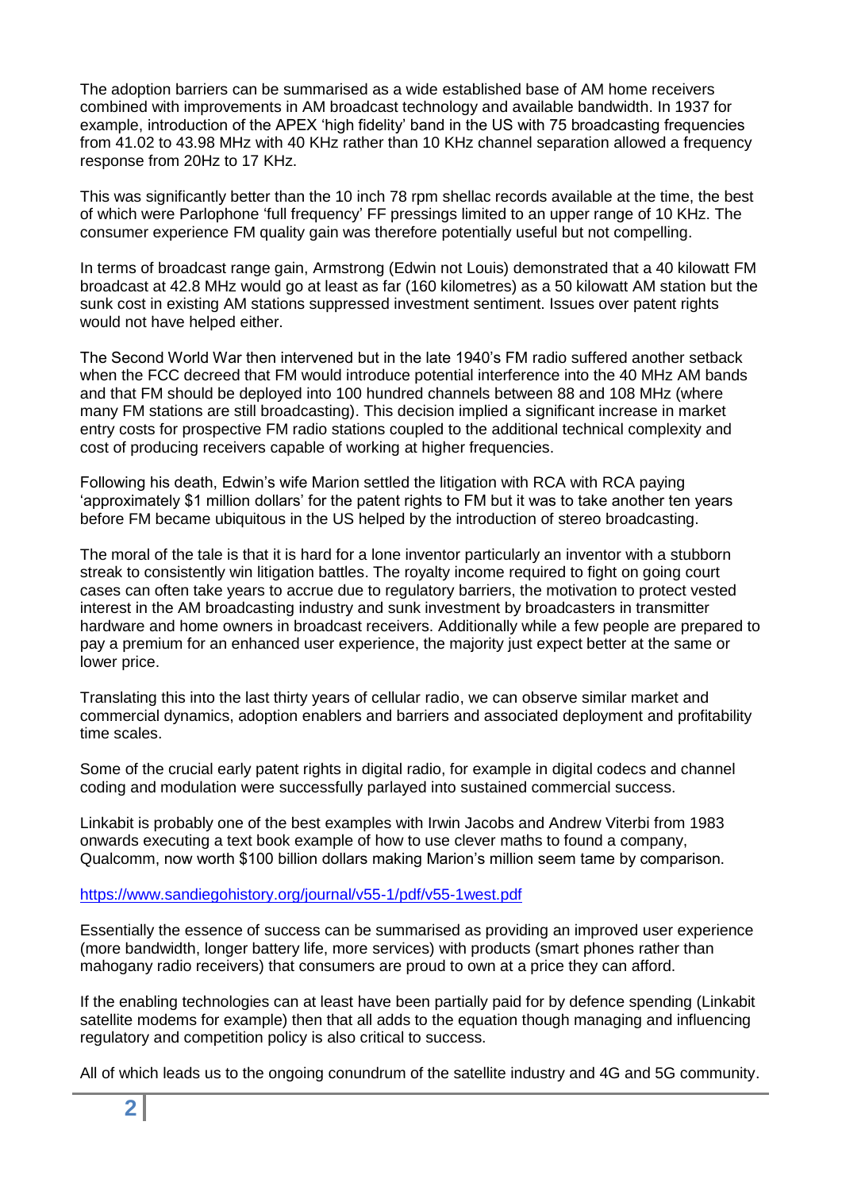The adoption barriers can be summarised as a wide established base of AM home receivers combined with improvements in AM broadcast technology and available bandwidth. In 1937 for example, introduction of the APEX 'high fidelity' band in the US with 75 broadcasting frequencies from 41.02 to 43.98 MHz with 40 KHz rather than 10 KHz channel separation allowed a frequency response from 20Hz to 17 KHz.

This was significantly better than the 10 inch 78 rpm shellac records available at the time, the best of which were Parlophone 'full frequency' FF pressings limited to an upper range of 10 KHz. The consumer experience FM quality gain was therefore potentially useful but not compelling.

In terms of broadcast range gain, Armstrong (Edwin not Louis) demonstrated that a 40 kilowatt FM broadcast at 42.8 MHz would go at least as far (160 kilometres) as a 50 kilowatt AM station but the sunk cost in existing AM stations suppressed investment sentiment. Issues over patent rights would not have helped either.

The Second World War then intervened but in the late 1940's FM radio suffered another setback when the FCC decreed that FM would introduce potential interference into the 40 MHz AM bands and that FM should be deployed into 100 hundred channels between 88 and 108 MHz (where many FM stations are still broadcasting). This decision implied a significant increase in market entry costs for prospective FM radio stations coupled to the additional technical complexity and cost of producing receivers capable of working at higher frequencies.

Following his death, Edwin's wife Marion settled the litigation with RCA with RCA paying 'approximately $1 million dollars' for the patent rights to FM but it was to take another ten years before FM became ubiquitous in the US helped by the introduction of stereo broadcasting.

The moral of the tale is that it is hard for a lone inventor particularly an inventor with a stubborn streak to consistently win litigation battles. The royalty income required to fight on going court cases can often take years to accrue due to regulatory barriers, the motivation to protect vested interest in the AM broadcasting industry and sunk investment by broadcasters in transmitter hardware and home owners in broadcast receivers. Additionally while a few people are prepared to pay a premium for an enhanced user experience, the majority just expect better at the same or lower price.

Translating this into the last thirty years of cellular radio, we can observe similar market and commercial dynamics, adoption enablers and barriers and associated deployment and profitability time scales.

Some of the crucial early patent rights in digital radio, for example in digital codecs and channel coding and modulation were successfully parlayed into sustained commercial success.

Linkabit is probably one of the best examples with Irwin Jacobs and Andrew Viterbi from 1983 onwards executing a text book example of how to use clever maths to found a company, Qualcomm, now worth $100 billion dollars making Marion's million seem tame by comparison.

https://www.sandiegohistory.org/journal/v55-1/pdf/v55-1west.pdf

Essentially the essence of success can be summarised as providing an improved user experience (more bandwidth, longer battery life, more services) with products (smart phones rather than mahogany radio receivers) that consumers are proud to own at a price they can afford.

If the enabling technologies can at least have been partially paid for by defence spending (Linkabit satellite modems for example) then that all adds to the equation though managing and influencing regulatory and competition policy is also critical to success.

All of which leads us to the ongoing conundrum of the satellite industry and 4G and 5G community.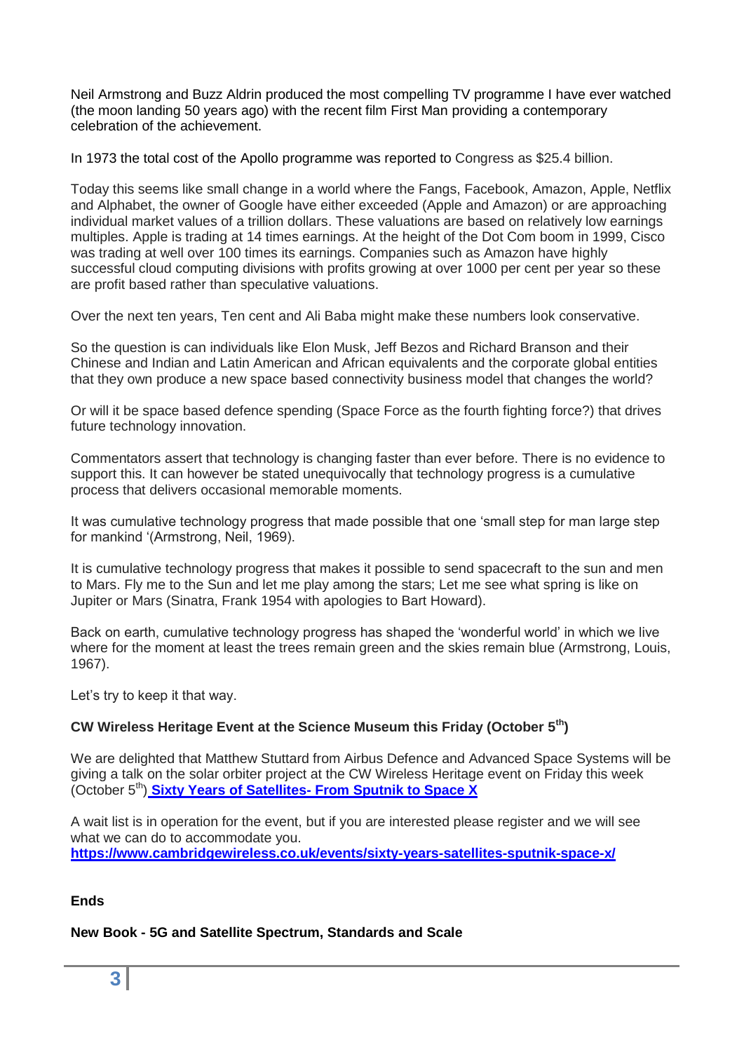Neil Armstrong and Buzz Aldrin produced the most compelling TV programme I have ever watched (the moon landing 50 years ago) with the recent film First Man providing a contemporary celebration of the achievement.

In 1973 the total cost of the Apollo programme was reported to Congress as $25.4 billion.

Today this seems like small change in a world where the Fangs, Facebook, Amazon, Apple, Netflix and Alphabet, the owner of Google have either exceeded (Apple and Amazon) or are approaching individual market values of a trillion dollars. These valuations are based on relatively low earnings multiples. Apple is trading at 14 times earnings. At the height of the Dot Com boom in 1999, Cisco was trading at well over 100 times its earnings. Companies such as Amazon have highly successful cloud computing divisions with profits growing at over 1000 per cent per year so these are profit based rather than speculative valuations.

Over the next ten years, Ten cent and Ali Baba might make these numbers look conservative.

So the question is can individuals like Elon Musk, Jeff Bezos and Richard Branson and their Chinese and Indian and Latin American and African equivalents and the corporate global entities that they own produce a new space based connectivity business model that changes the world?

Or will it be space based defence spending (Space Force as the fourth fighting force?) that drives future technology innovation.

Commentators assert that technology is changing faster than ever before. There is no evidence to support this. It can however be stated unequivocally that technology progress is a cumulative process that delivers occasional memorable moments.

It was cumulative technology progress that made possible that one 'small step for man large step for mankind '(Armstrong, Neil, 1969).

It is cumulative technology progress that makes it possible to send spacecraft to the sun and men to Mars. Fly me to the Sun and let me play among the stars; Let me see what spring is like on Jupiter or Mars (Sinatra, Frank 1954 with apologies to Bart Howard).

Back on earth, cumulative technology progress has shaped the 'wonderful world' in which we live where for the moment at least the trees remain green and the skies remain blue (Armstrong, Louis, 1967).

Let's try to keep it that way.

**CW Wireless Heritage Event at the Science Museum this Friday (October 5th)**

We are delighted that Matthew Stuttard from Airbus Defence and Advanced Space Systems will be giving a talk on the solar orbiter project at the CW Wireless Heritage event on Friday this week (October 5th) **Sixty Years of Satellites- From Sputnik to Space X**

A wait list is in operation for the event, but if you are interested please register and we will see what we can do to accommodate you.
**https://www.cambridgewireless.co.uk/events/sixty-years-satellites-sputnik-space-x/**

**Ends**

**New Book - 5G and Satellite Spectrum, Standards and Scale**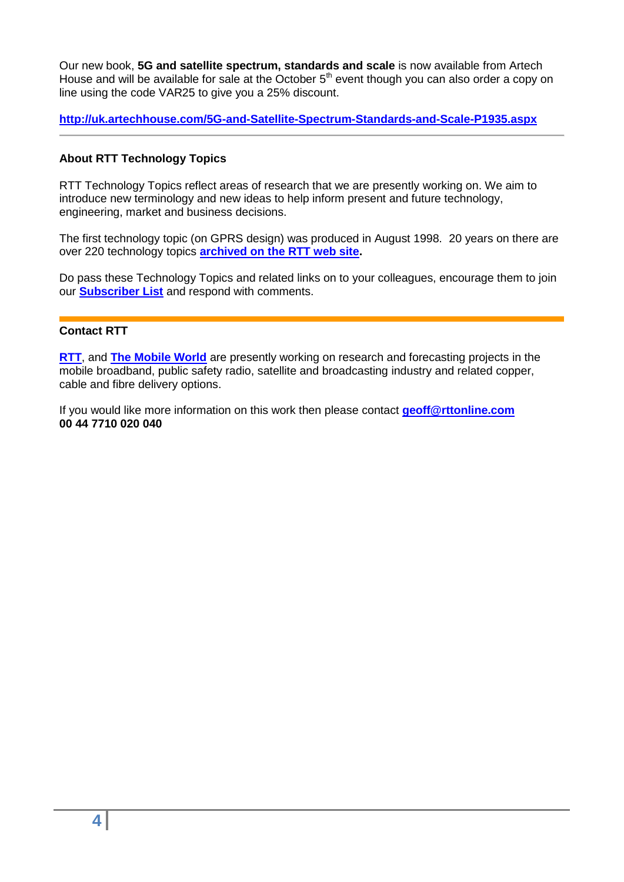Our new book, **5G and satellite spectrum, standards and scale** is now available from Artech House and will be available for sale at the October 5th event though you can also order a copy on line using the code VAR25 to give you a 25% discount.

**http://uk.artechhouse.com/5G-and-Satellite-Spectrum-Standards-and-Scale-P1935.aspx**

---

**About RTT Technology Topics**

RTT Technology Topics reflect areas of research that we are presently working on. We aim to introduce new terminology and new ideas to help inform present and future technology, engineering, market and business decisions.

The first technology topic (on GPRS design) was produced in August 1998. 20 years on there are over 220 technology topics **archived on the RTT web site**.

Do pass these Technology Topics and related links on to your colleagues, encourage them to join our **Subscriber List** and respond with comments.

---

**Contact RTT**

**RTT**, and **The Mobile World** are presently working on research and forecasting projects in the mobile broadband, public safety radio, satellite and broadcasting industry and related copper, cable and fibre delivery options.

If you would like more information on this work then please contact **geoff@rttonline.com**
**00 44 7710 020 040**